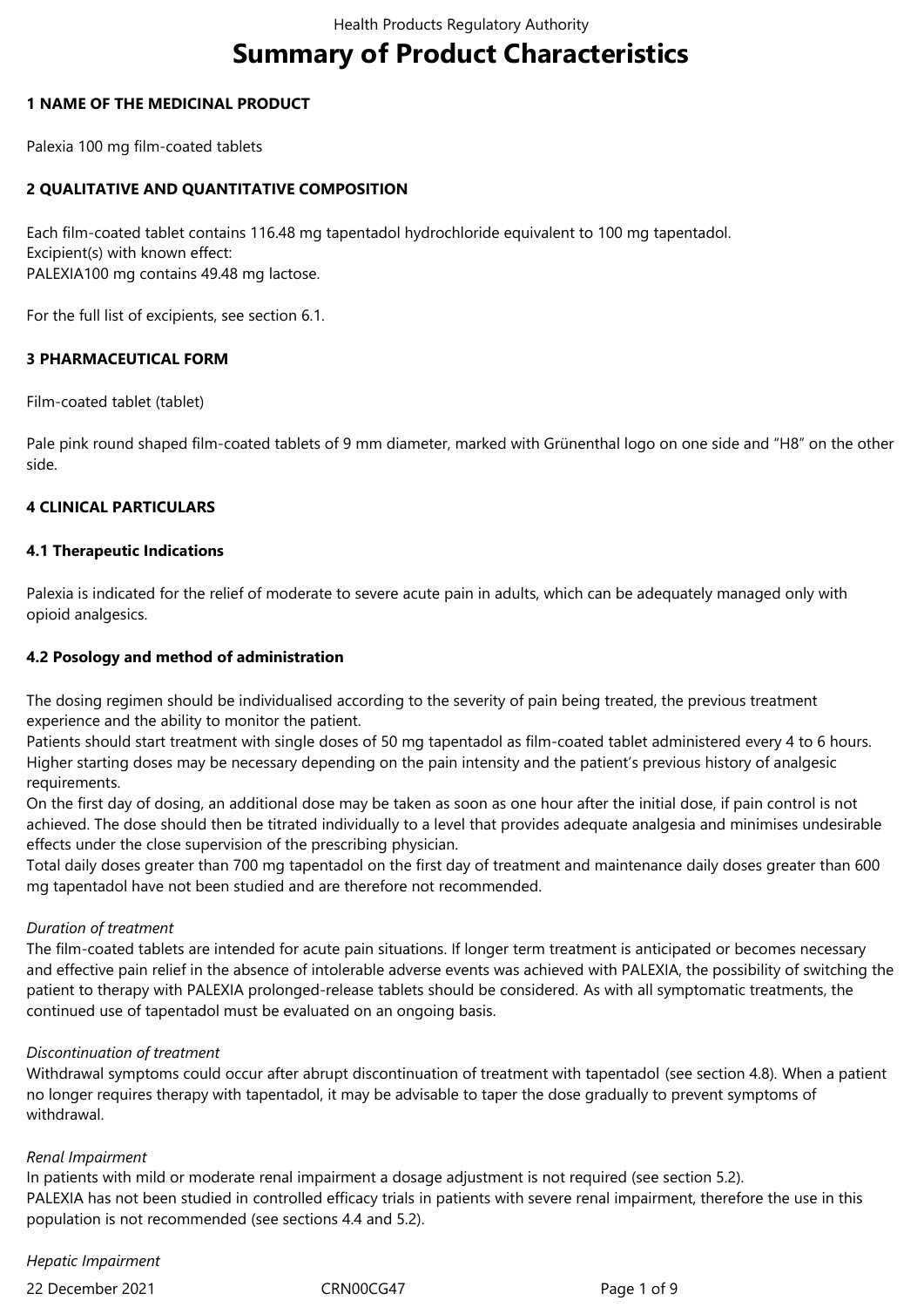# Summary of Product Characteristics

## 1 NAME OF THE MEDICINAL PRODUCT

Palexia 100 mg film-coated tablets

## 2 QUALITATIVE AND QUANTITATIVE COMPOSITION

Each film-coated tablet contains 116.48 mg tapentadol hydrochloride equivalent to 100 mg tapentadol.
Excipient(s) with known effect:
PALEXIA100 mg contains 49.48 mg lactose.

For the full list of excipients, see section 6.1.

## 3 PHARMACEUTICAL FORM

Film-coated tablet (tablet)

Pale pink round shaped film-coated tablets of 9 mm diameter, marked with Grünenthal logo on one side and "H8" on the other side.

## 4 CLINICAL PARTICULARS

### 4.1 Therapeutic Indications

Palexia is indicated for the relief of moderate to severe acute pain in adults, which can be adequately managed only with opioid analgesics.

### 4.2 Posology and method of administration

The dosing regimen should be individualised according to the severity of pain being treated, the previous treatment experience and the ability to monitor the patient.
Patients should start treatment with single doses of 50 mg tapentadol as film-coated tablet administered every 4 to 6 hours. Higher starting doses may be necessary depending on the pain intensity and the patient's previous history of analgesic requirements.
On the first day of dosing, an additional dose may be taken as soon as one hour after the initial dose, if pain control is not achieved. The dose should then be titrated individually to a level that provides adequate analgesia and minimises undesirable effects under the close supervision of the prescribing physician.
Total daily doses greater than 700 mg tapentadol on the first day of treatment and maintenance daily doses greater than 600 mg tapentadol have not been studied and are therefore not recommended.

*Duration of treatment*
The film-coated tablets are intended for acute pain situations. If longer term treatment is anticipated or becomes necessary and effective pain relief in the absence of intolerable adverse events was achieved with PALEXIA, the possibility of switching the patient to therapy with PALEXIA prolonged-release tablets should be considered. As with all symptomatic treatments, the continued use of tapentadol must be evaluated on an ongoing basis.

*Discontinuation of treatment*
Withdrawal symptoms could occur after abrupt discontinuation of treatment with tapentadol (see section 4.8). When a patient no longer requires therapy with tapentadol, it may be advisable to taper the dose gradually to prevent symptoms of withdrawal.

*Renal Impairment*
In patients with mild or moderate renal impairment a dosage adjustment is not required (see section 5.2).
PALEXIA has not been studied in controlled efficacy trials in patients with severe renal impairment, therefore the use in this population is not recommended (see sections 4.4 and 5.2).

*Hepatic Impairment*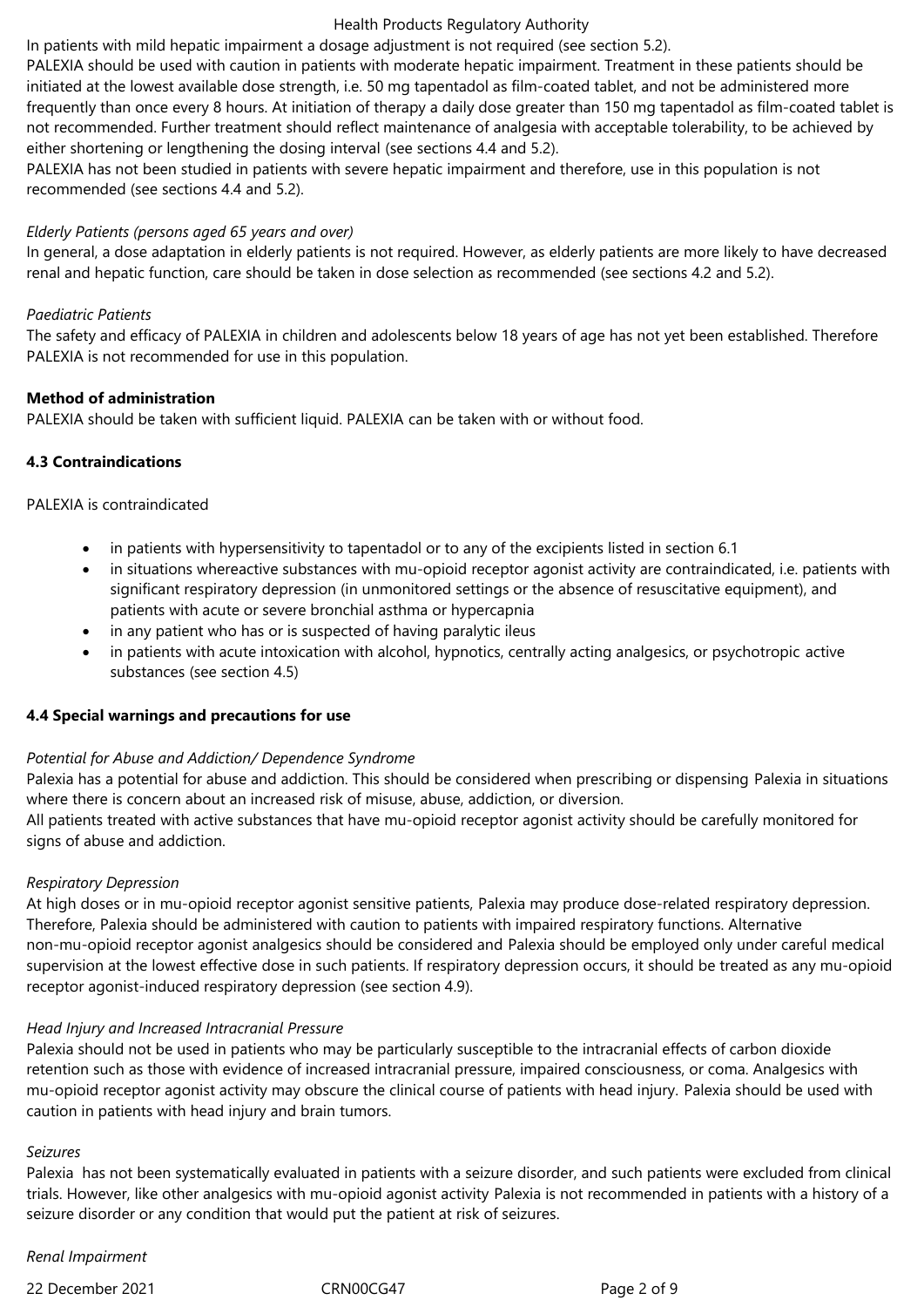In patients with mild hepatic impairment a dosage adjustment is not required (see section 5.2).

PALEXIA should be used with caution in patients with moderate hepatic impairment. Treatment in these patients should be initiated at the lowest available dose strength, i.e. 50 mg tapentadol as film-coated tablet, and not be administered more frequently than once every 8 hours. At initiation of therapy a daily dose greater than 150 mg tapentadol as film-coated tablet is not recommended. Further treatment should reflect maintenance of analgesia with acceptable tolerability, to be achieved by either shortening or lengthening the dosing interval (see sections 4.4 and 5.2).

PALEXIA has not been studied in patients with severe hepatic impairment and therefore, use in this population is not recommended (see sections 4.4 and 5.2).

*Elderly Patients (persons aged 65 years and over)*

In general, a dose adaptation in elderly patients is not required. However, as elderly patients are more likely to have decreased renal and hepatic function, care should be taken in dose selection as recommended (see sections 4.2 and 5.2).

*Paediatric Patients*

The safety and efficacy of PALEXIA in children and adolescents below 18 years of age has not yet been established. Therefore PALEXIA is not recommended for use in this population.

**Method of administration**

PALEXIA should be taken with sufficient liquid. PALEXIA can be taken with or without food.

**4.3 Contraindications**

PALEXIA is contraindicated

- in patients with hypersensitivity to tapentadol or to any of the excipients listed in section 6.1
- in situations whereactive substances with mu-opioid receptor agonist activity are contraindicated, i.e. patients with significant respiratory depression (in unmonitored settings or the absence of resuscitative equipment), and patients with acute or severe bronchial asthma or hypercapnia
- in any patient who has or is suspected of having paralytic ileus
- in patients with acute intoxication with alcohol, hypnotics, centrally acting analgesics, or psychotropic active substances (see section 4.5)

**4.4 Special warnings and precautions for use**

*Potential for Abuse and Addiction/ Dependence Syndrome*

Palexia has a potential for abuse and addiction. This should be considered when prescribing or dispensing Palexia in situations where there is concern about an increased risk of misuse, abuse, addiction, or diversion.

All patients treated with active substances that have mu-opioid receptor agonist activity should be carefully monitored for signs of abuse and addiction.

*Respiratory Depression*

At high doses or in mu-opioid receptor agonist sensitive patients, Palexia may produce dose-related respiratory depression. Therefore, Palexia should be administered with caution to patients with impaired respiratory functions. Alternative non-mu-opioid receptor agonist analgesics should be considered and Palexia should be employed only under careful medical supervision at the lowest effective dose in such patients. If respiratory depression occurs, it should be treated as any mu-opioid receptor agonist-induced respiratory depression (see section 4.9).

*Head Injury and Increased Intracranial Pressure*

Palexia should not be used in patients who may be particularly susceptible to the intracranial effects of carbon dioxide retention such as those with evidence of increased intracranial pressure, impaired consciousness, or coma. Analgesics with mu-opioid receptor agonist activity may obscure the clinical course of patients with head injury. Palexia should be used with caution in patients with head injury and brain tumors.

*Seizures*

Palexia has not been systematically evaluated in patients with a seizure disorder, and such patients were excluded from clinical trials. However, like other analgesics with mu-opioid agonist activity Palexia is not recommended in patients with a history of a seizure disorder or any condition that would put the patient at risk of seizures.

*Renal Impairment*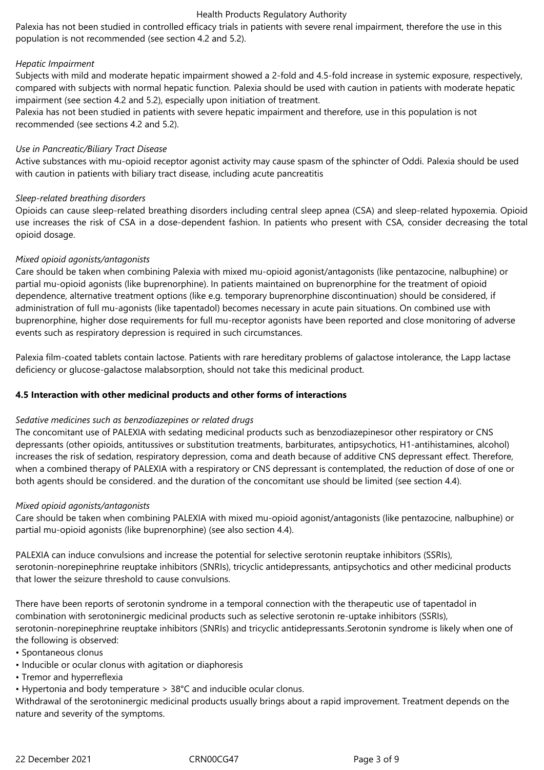Palexia has not been studied in controlled efficacy trials in patients with severe renal impairment, therefore the use in this population is not recommended (see section 4.2 and 5.2).

*Hepatic Impairment*

Subjects with mild and moderate hepatic impairment showed a 2-fold and 4.5-fold increase in systemic exposure, respectively, compared with subjects with normal hepatic function. Palexia should be used with caution in patients with moderate hepatic impairment (see section 4.2 and 5.2), especially upon initiation of treatment.

Palexia has not been studied in patients with severe hepatic impairment and therefore, use in this population is not recommended (see sections 4.2 and 5.2).

*Use in Pancreatic/Biliary Tract Disease*

Active substances with mu-opioid receptor agonist activity may cause spasm of the sphincter of Oddi. Palexia should be used with caution in patients with biliary tract disease, including acute pancreatitis

*Sleep-related breathing disorders*

Opioids can cause sleep-related breathing disorders including central sleep apnea (CSA) and sleep-related hypoxemia. Opioid use increases the risk of CSA in a dose-dependent fashion. In patients who present with CSA, consider decreasing the total opioid dosage.

*Mixed opioid agonists/antagonists*

Care should be taken when combining Palexia with mixed mu-opioid agonist/antagonists (like pentazocine, nalbuphine) or partial mu-opioid agonists (like buprenorphine). In patients maintained on buprenorphine for the treatment of opioid dependence, alternative treatment options (like e.g. temporary buprenorphine discontinuation) should be considered, if administration of full mu-agonists (like tapentadol) becomes necessary in acute pain situations. On combined use with buprenorphine, higher dose requirements for full mu-receptor agonists have been reported and close monitoring of adverse events such as respiratory depression is required in such circumstances.

Palexia film-coated tablets contain lactose. Patients with rare hereditary problems of galactose intolerance, the Lapp lactase deficiency or glucose-galactose malabsorption, should not take this medicinal product.

**4.5 Interaction with other medicinal products and other forms of interactions**

*Sedative medicines such as benzodiazepines or related drugs*

The concomitant use of PALEXIA with sedating medicinal products such as benzodiazepinesor other respiratory or CNS depressants (other opioids, antitussives or substitution treatments, barbiturates, antipsychotics, H1-antihistamines, alcohol) increases the risk of sedation, respiratory depression, coma and death because of additive CNS depressant effect. Therefore, when a combined therapy of PALEXIA with a respiratory or CNS depressant is contemplated, the reduction of dose of one or both agents should be considered. and the duration of the concomitant use should be limited (see section 4.4).

*Mixed opioid agonists/antagonists*

Care should be taken when combining PALEXIA with mixed mu-opioid agonist/antagonists (like pentazocine, nalbuphine) or partial mu-opioid agonists (like buprenorphine) (see also section 4.4).

PALEXIA can induce convulsions and increase the potential for selective serotonin reuptake inhibitors (SSRIs), serotonin-norepinephrine reuptake inhibitors (SNRIs), tricyclic antidepressants, antipsychotics and other medicinal products that lower the seizure threshold to cause convulsions.

There have been reports of serotonin syndrome in a temporal connection with the therapeutic use of tapentadol in combination with serotoninergic medicinal products such as selective serotonin re-uptake inhibitors (SSRIs), serotonin-norepinephrine reuptake inhibitors (SNRIs) and tricyclic antidepressants.Serotonin syndrome is likely when one of the following is observed:

- Spontaneous clonus
- Inducible or ocular clonus with agitation or diaphoresis
- Tremor and hyperreflexia
- Hypertonia and body temperature > 38°C and inducible ocular clonus.

Withdrawal of the serotoninergic medicinal products usually brings about a rapid improvement. Treatment depends on the nature and severity of the symptoms.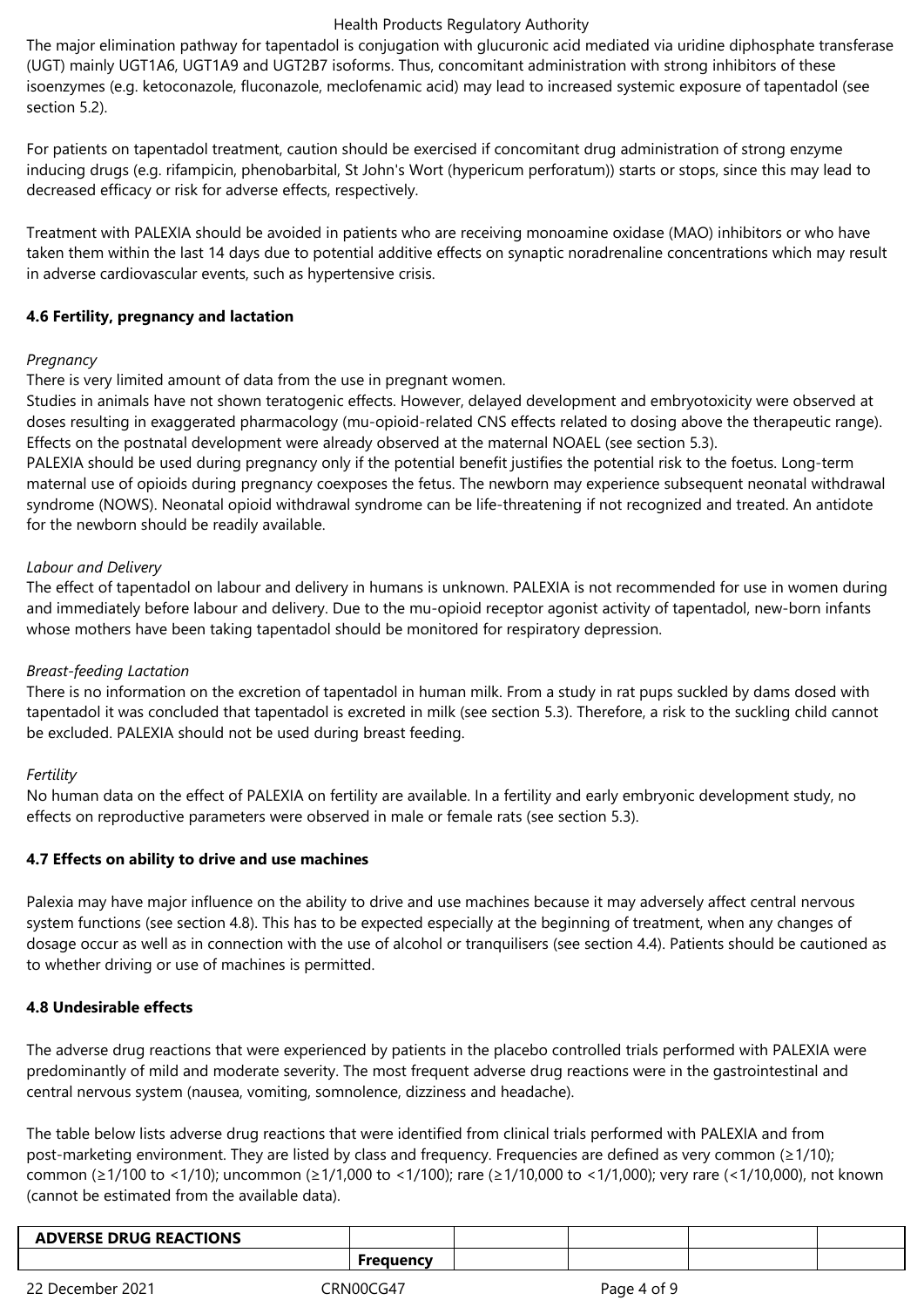The major elimination pathway for tapentadol is conjugation with glucuronic acid mediated via uridine diphosphate transferase (UGT) mainly UGT1A6, UGT1A9 and UGT2B7 isoforms. Thus, concomitant administration with strong inhibitors of these isoenzymes (e.g. ketoconazole, fluconazole, meclofenamic acid) may lead to increased systemic exposure of tapentadol (see section 5.2).

For patients on tapentadol treatment, caution should be exercised if concomitant drug administration of strong enzyme inducing drugs (e.g. rifampicin, phenobarbital, St John's Wort (hypericum perforatum)) starts or stops, since this may lead to decreased efficacy or risk for adverse effects, respectively.

Treatment with PALEXIA should be avoided in patients who are receiving monoamine oxidase (MAO) inhibitors or who have taken them within the last 14 days due to potential additive effects on synaptic noradrenaline concentrations which may result in adverse cardiovascular events, such as hypertensive crisis.

### 4.6 Fertility, pregnancy and lactation

*Pregnancy*

There is very limited amount of data from the use in pregnant women.
Studies in animals have not shown teratogenic effects. However, delayed development and embryotoxicity were observed at doses resulting in exaggerated pharmacology (mu-opioid-related CNS effects related to dosing above the therapeutic range). Effects on the postnatal development were already observed at the maternal NOAEL (see section 5.3).
PALEXIA should be used during pregnancy only if the potential benefit justifies the potential risk to the foetus. Long-term maternal use of opioids during pregnancy coexposes the fetus. The newborn may experience subsequent neonatal withdrawal syndrome (NOWS). Neonatal opioid withdrawal syndrome can be life-threatening if not recognized and treated. An antidote for the newborn should be readily available.

*Labour and Delivery*

The effect of tapentadol on labour and delivery in humans is unknown. PALEXIA is not recommended for use in women during and immediately before labour and delivery. Due to the mu-opioid receptor agonist activity of tapentadol, new-born infants whose mothers have been taking tapentadol should be monitored for respiratory depression.

*Breast-feeding Lactation*

There is no information on the excretion of tapentadol in human milk. From a study in rat pups suckled by dams dosed with tapentadol it was concluded that tapentadol is excreted in milk (see section 5.3). Therefore, a risk to the suckling child cannot be excluded. PALEXIA should not be used during breast feeding.

*Fertility*

No human data on the effect of PALEXIA on fertility are available. In a fertility and early embryonic development study, no effects on reproductive parameters were observed in male or female rats (see section 5.3).

### 4.7 Effects on ability to drive and use machines

Palexia may have major influence on the ability to drive and use machines because it may adversely affect central nervous system functions (see section 4.8). This has to be expected especially at the beginning of treatment, when any changes of dosage occur as well as in connection with the use of alcohol or tranquilisers (see section 4.4). Patients should be cautioned as to whether driving or use of machines is permitted.

### 4.8 Undesirable effects

The adverse drug reactions that were experienced by patients in the placebo controlled trials performed with PALEXIA were predominantly of mild and moderate severity. The most frequent adverse drug reactions were in the gastrointestinal and central nervous system (nausea, vomiting, somnolence, dizziness and headache).

The table below lists adverse drug reactions that were identified from clinical trials performed with PALEXIA and from post-marketing environment. They are listed by class and frequency. Frequencies are defined as very common (≥1/10); common (≥1/100 to <1/10); uncommon (≥1/1,000 to <1/100); rare (≥1/10,000 to <1/1,000); very rare (<1/10,000), not known (cannot be estimated from the available data).

| **ADVERSE DRUG REACTIONS** | | | | | |
|---|---|---|---|---|---|
| | **Frequency** | | | | |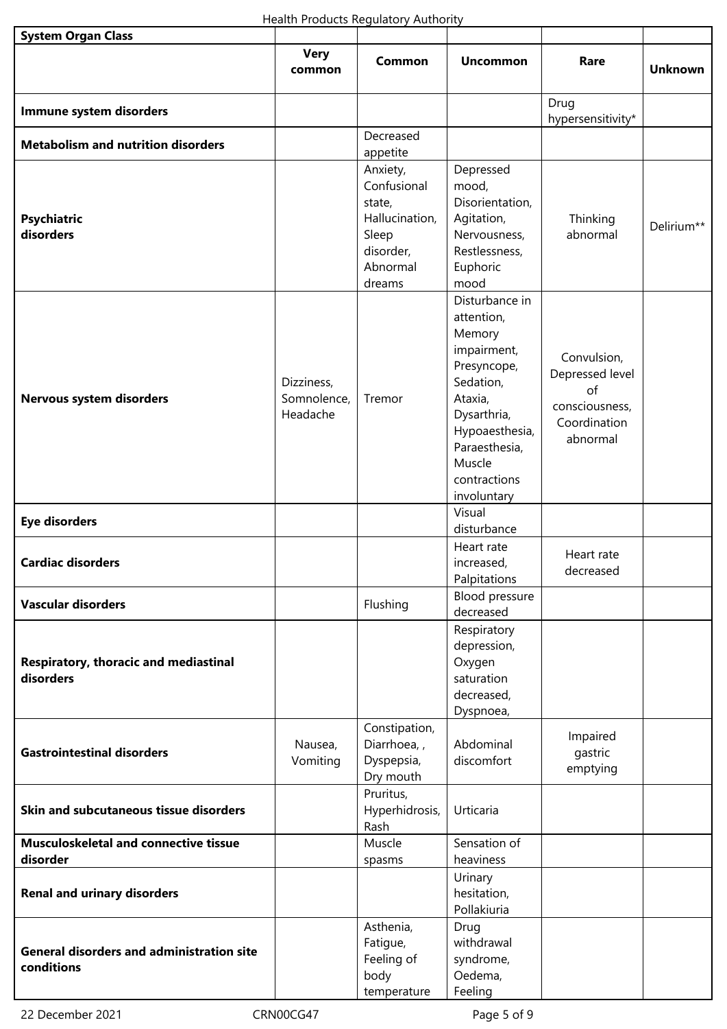| System Organ Class | | | | | |
|---|---|---|---|---|---|
| | **Very common** | **Common** | **Uncommon** | **Rare** | **Unknown** |
| **Immune system disorders** | | | | Drug hypersensitivity* | |
| **Metabolism and nutrition disorders** | | Decreased appetite | | | |
| **Psychiatric disorders** | | Anxiety, Confusional state, Hallucination, Sleep disorder, Abnormal dreams | Depressed mood, Disorientation, Agitation, Nervousness, Restlessness, Euphoric mood | Thinking abnormal | Delirium** |
| **Nervous system disorders** | Dizziness, Somnolence, Headache | Tremor | Disturbance in attention, Memory impairment, Presyncope, Sedation, Ataxia, Dysarthria, Hypoaesthesia, Paraesthesia, Muscle contractions involuntary | Convulsion, Depressed level of consciousness, Coordination abnormal | |
| **Eye disorders** | | | Visual disturbance | | |
| **Cardiac disorders** | | | Heart rate increased, Palpitations | Heart rate decreased | |
| **Vascular disorders** | | Flushing | Blood pressure decreased | | |
| **Respiratory, thoracic and mediastinal disorders** | | | Respiratory depression, Oxygen saturation decreased, Dyspnoea, | | |
| **Gastrointestinal disorders** | Nausea, Vomiting | Constipation, Diarrhoea, , Dyspepsia, Dry mouth | Abdominal discomfort | Impaired gastric emptying | |
| **Skin and subcutaneous tissue disorders** | | Pruritus, Hyperhidrosis, Rash | Urticaria | | |
| **Musculoskeletal and connective tissue disorder** | | Muscle spasms | Sensation of heaviness | | |
| **Renal and urinary disorders** | | | Urinary hesitation, Pollakiuria | | |
| **General disorders and administration site conditions** | | Asthenia, Fatigue, Feeling of body temperature | Drug withdrawal syndrome, Oedema, Feeling | | |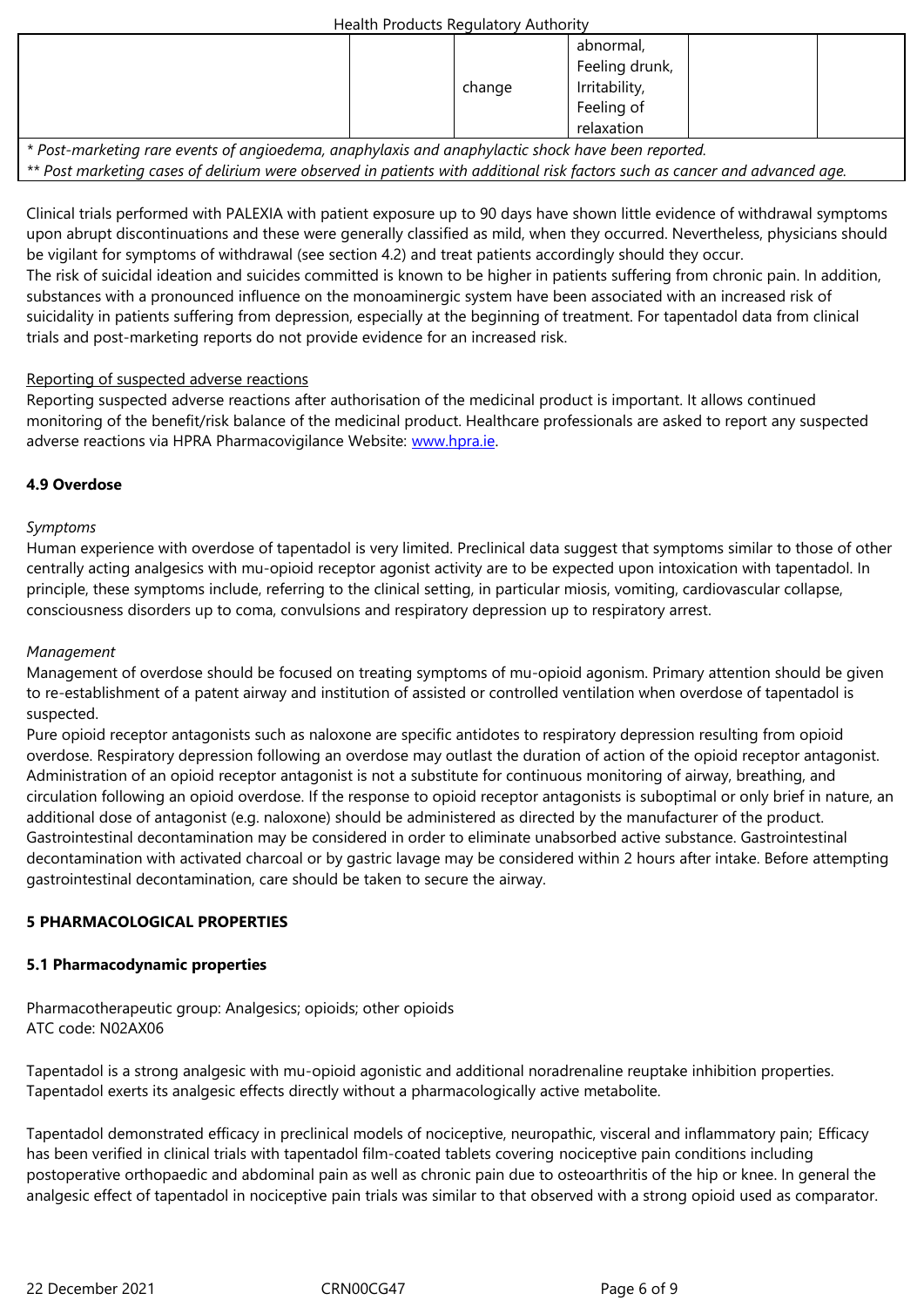| | | | | | |
|---|---|---|---|---|---|
| | | change | abnormal, Feeling drunk, Irritability, Feeling of relaxation | | |

*\* Post-marketing rare events of angioedema, anaphylaxis and anaphylactic shock have been reported.*
*\*\* Post marketing cases of delirium were observed in patients with additional risk factors such as cancer and advanced age.*

Clinical trials performed with PALEXIA with patient exposure up to 90 days have shown little evidence of withdrawal symptoms upon abrupt discontinuations and these were generally classified as mild, when they occurred. Nevertheless, physicians should be vigilant for symptoms of withdrawal (see section 4.2) and treat patients accordingly should they occur.
The risk of suicidal ideation and suicides committed is known to be higher in patients suffering from chronic pain. In addition, substances with a pronounced influence on the monoaminergic system have been associated with an increased risk of suicidality in patients suffering from depression, especially at the beginning of treatment. For tapentadol data from clinical trials and post-marketing reports do not provide evidence for an increased risk.

Reporting of suspected adverse reactions
Reporting suspected adverse reactions after authorisation of the medicinal product is important. It allows continued monitoring of the benefit/risk balance of the medicinal product. Healthcare professionals are asked to report any suspected adverse reactions via HPRA Pharmacovigilance Website: www.hpra.ie.

**4.9 Overdose**

*Symptoms*
Human experience with overdose of tapentadol is very limited. Preclinical data suggest that symptoms similar to those of other centrally acting analgesics with mu-opioid receptor agonist activity are to be expected upon intoxication with tapentadol. In principle, these symptoms include, referring to the clinical setting, in particular miosis, vomiting, cardiovascular collapse, consciousness disorders up to coma, convulsions and respiratory depression up to respiratory arrest.

*Management*
Management of overdose should be focused on treating symptoms of mu-opioid agonism. Primary attention should be given to re-establishment of a patent airway and institution of assisted or controlled ventilation when overdose of tapentadol is suspected.
Pure opioid receptor antagonists such as naloxone are specific antidotes to respiratory depression resulting from opioid overdose. Respiratory depression following an overdose may outlast the duration of action of the opioid receptor antagonist. Administration of an opioid receptor antagonist is not a substitute for continuous monitoring of airway, breathing, and circulation following an opioid overdose. If the response to opioid receptor antagonists is suboptimal or only brief in nature, an additional dose of antagonist (e.g. naloxone) should be administered as directed by the manufacturer of the product.
Gastrointestinal decontamination may be considered in order to eliminate unabsorbed active substance. Gastrointestinal decontamination with activated charcoal or by gastric lavage may be considered within 2 hours after intake. Before attempting gastrointestinal decontamination, care should be taken to secure the airway.

**5 PHARMACOLOGICAL PROPERTIES**

**5.1 Pharmacodynamic properties**

Pharmacotherapeutic group: Analgesics; opioids; other opioids
ATC code: N02AX06

Tapentadol is a strong analgesic with mu-opioid agonistic and additional noradrenaline reuptake inhibition properties. Tapentadol exerts its analgesic effects directly without a pharmacologically active metabolite.

Tapentadol demonstrated efficacy in preclinical models of nociceptive, neuropathic, visceral and inflammatory pain; Efficacy has been verified in clinical trials with tapentadol film-coated tablets covering nociceptive pain conditions including postoperative orthopaedic and abdominal pain as well as chronic pain due to osteoarthritis of the hip or knee. In general the analgesic effect of tapentadol in nociceptive pain trials was similar to that observed with a strong opioid used as comparator.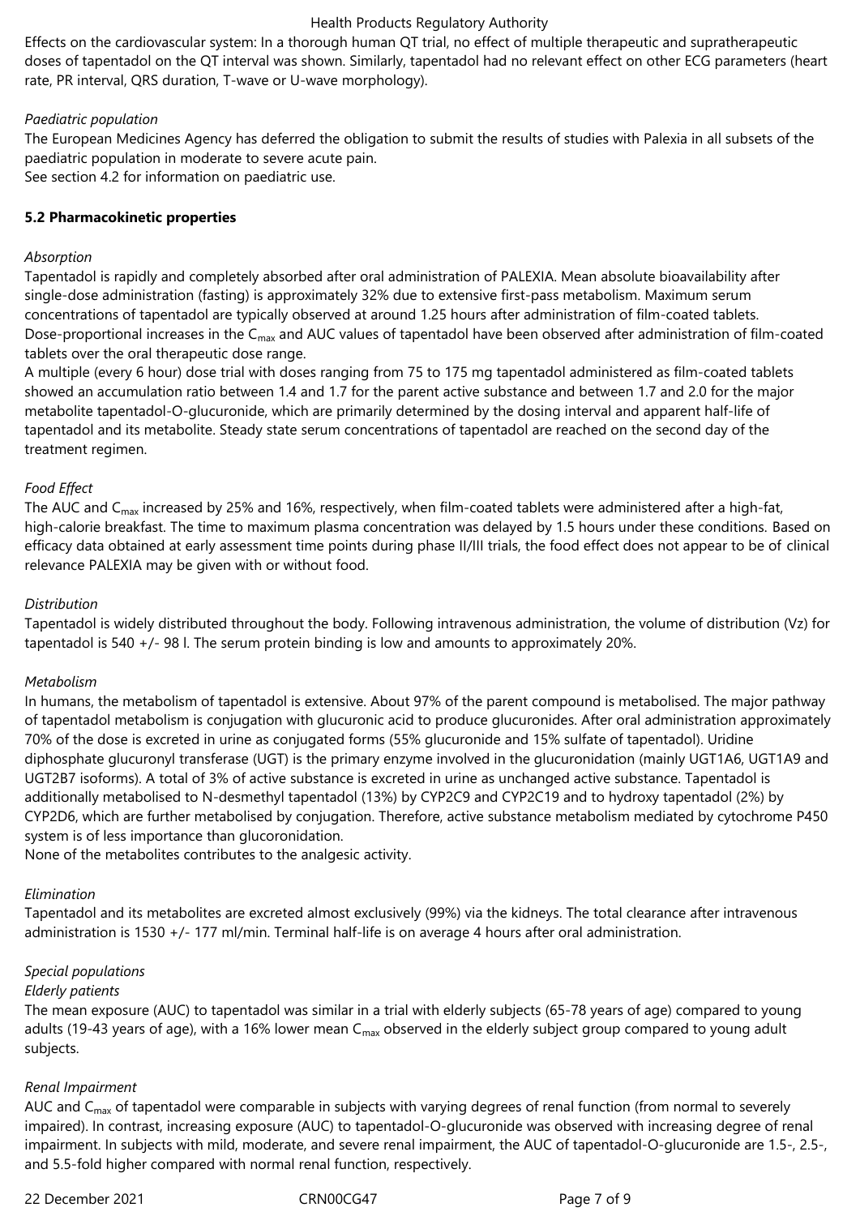Effects on the cardiovascular system: In a thorough human QT trial, no effect of multiple therapeutic and supratherapeutic doses of tapentadol on the QT interval was shown. Similarly, tapentadol had no relevant effect on other ECG parameters (heart rate, PR interval, QRS duration, T-wave or U-wave morphology).

*Paediatric population*

The European Medicines Agency has deferred the obligation to submit the results of studies with Palexia in all subsets of the paediatric population in moderate to severe acute pain.
See section 4.2 for information on paediatric use.

**5.2 Pharmacokinetic properties**

*Absorption*

Tapentadol is rapidly and completely absorbed after oral administration of PALEXIA. Mean absolute bioavailability after single-dose administration (fasting) is approximately 32% due to extensive first-pass metabolism. Maximum serum concentrations of tapentadol are typically observed at around 1.25 hours after administration of film-coated tablets. Dose-proportional increases in the $C_{max}$ and AUC values of tapentadol have been observed after administration of film-coated tablets over the oral therapeutic dose range.
A multiple (every 6 hour) dose trial with doses ranging from 75 to 175 mg tapentadol administered as film-coated tablets showed an accumulation ratio between 1.4 and 1.7 for the parent active substance and between 1.7 and 2.0 for the major metabolite tapentadol-O-glucuronide, which are primarily determined by the dosing interval and apparent half-life of tapentadol and its metabolite. Steady state serum concentrations of tapentadol are reached on the second day of the treatment regimen.

*Food Effect*

The AUC and $C_{max}$ increased by 25% and 16%, respectively, when film-coated tablets were administered after a high-fat, high-calorie breakfast. The time to maximum plasma concentration was delayed by 1.5 hours under these conditions. Based on efficacy data obtained at early assessment time points during phase II/III trials, the food effect does not appear to be of clinical relevance PALEXIA may be given with or without food.

*Distribution*

Tapentadol is widely distributed throughout the body. Following intravenous administration, the volume of distribution (Vz) for tapentadol is 540 +/- 98 l. The serum protein binding is low and amounts to approximately 20%.

*Metabolism*

In humans, the metabolism of tapentadol is extensive. About 97% of the parent compound is metabolised. The major pathway of tapentadol metabolism is conjugation with glucuronic acid to produce glucuronides. After oral administration approximately 70% of the dose is excreted in urine as conjugated forms (55% glucuronide and 15% sulfate of tapentadol). Uridine diphosphate glucuronyl transferase (UGT) is the primary enzyme involved in the glucuronidation (mainly UGT1A6, UGT1A9 and UGT2B7 isoforms). A total of 3% of active substance is excreted in urine as unchanged active substance. Tapentadol is additionally metabolised to N-desmethyl tapentadol (13%) by CYP2C9 and CYP2C19 and to hydroxy tapentadol (2%) by CYP2D6, which are further metabolised by conjugation. Therefore, active substance metabolism mediated by cytochrome P450 system is of less importance than glucoronidation.
None of the metabolites contributes to the analgesic activity.

*Elimination*

Tapentadol and its metabolites are excreted almost exclusively (99%) via the kidneys. The total clearance after intravenous administration is 1530 +/- 177 ml/min. Terminal half-life is on average 4 hours after oral administration.

*Special populations*

*Elderly patients*

The mean exposure (AUC) to tapentadol was similar in a trial with elderly subjects (65-78 years of age) compared to young adults (19-43 years of age), with a 16% lower mean $C_{max}$ observed in the elderly subject group compared to young adult subjects.

*Renal Impairment*

AUC and $C_{max}$ of tapentadol were comparable in subjects with varying degrees of renal function (from normal to severely impaired). In contrast, increasing exposure (AUC) to tapentadol-O-glucuronide was observed with increasing degree of renal impairment. In subjects with mild, moderate, and severe renal impairment, the AUC of tapentadol-O-glucuronide are 1.5-, 2.5-, and 5.5-fold higher compared with normal renal function, respectively.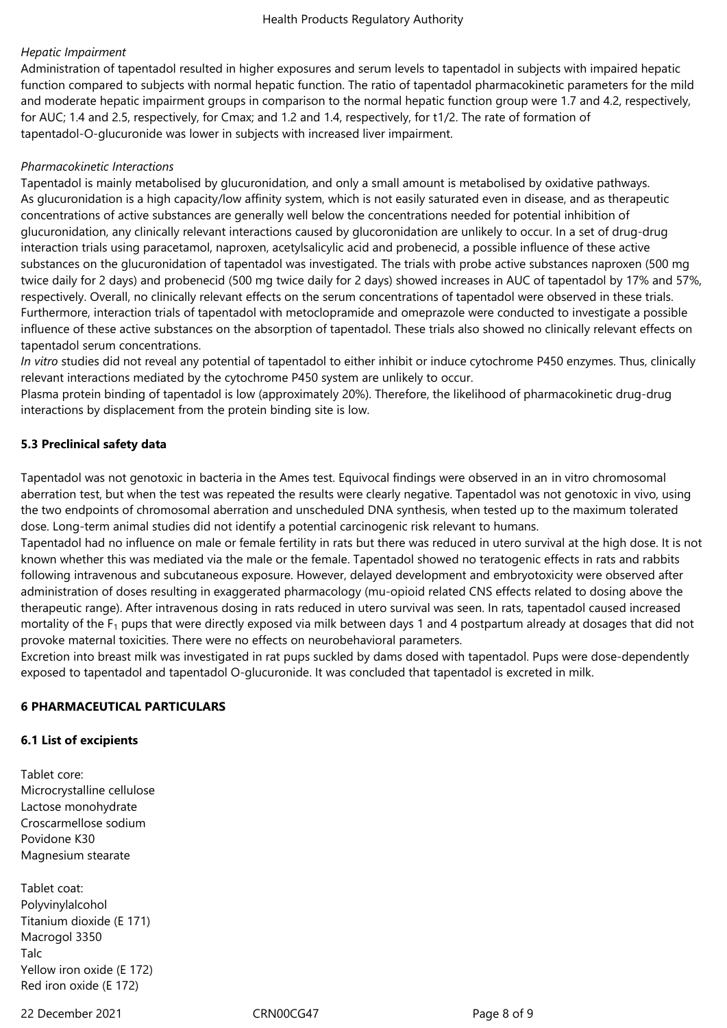*Hepatic Impairment*

Administration of tapentadol resulted in higher exposures and serum levels to tapentadol in subjects with impaired hepatic function compared to subjects with normal hepatic function. The ratio of tapentadol pharmacokinetic parameters for the mild and moderate hepatic impairment groups in comparison to the normal hepatic function group were 1.7 and 4.2, respectively, for AUC; 1.4 and 2.5, respectively, for Cmax; and 1.2 and 1.4, respectively, for t1/2. The rate of formation of tapentadol-O-glucuronide was lower in subjects with increased liver impairment.

*Pharmacokinetic Interactions*

Tapentadol is mainly metabolised by glucuronidation, and only a small amount is metabolised by oxidative pathways. As glucuronidation is a high capacity/low affinity system, which is not easily saturated even in disease, and as therapeutic concentrations of active substances are generally well below the concentrations needed for potential inhibition of glucuronidation, any clinically relevant interactions caused by glucoronidation are unlikely to occur. In a set of drug-drug interaction trials using paracetamol, naproxen, acetylsalicylic acid and probenecid, a possible influence of these active substances on the glucuronidation of tapentadol was investigated. The trials with probe active substances naproxen (500 mg twice daily for 2 days) and probenecid (500 mg twice daily for 2 days) showed increases in AUC of tapentadol by 17% and 57%, respectively. Overall, no clinically relevant effects on the serum concentrations of tapentadol were observed in these trials. Furthermore, interaction trials of tapentadol with metoclopramide and omeprazole were conducted to investigate a possible influence of these active substances on the absorption of tapentadol. These trials also showed no clinically relevant effects on tapentadol serum concentrations.

*In vitro* studies did not reveal any potential of tapentadol to either inhibit or induce cytochrome P450 enzymes. Thus, clinically relevant interactions mediated by the cytochrome P450 system are unlikely to occur.

Plasma protein binding of tapentadol is low (approximately 20%). Therefore, the likelihood of pharmacokinetic drug-drug interactions by displacement from the protein binding site is low.

**5.3 Preclinical safety data**

Tapentadol was not genotoxic in bacteria in the Ames test. Equivocal findings were observed in an in vitro chromosomal aberration test, but when the test was repeated the results were clearly negative. Tapentadol was not genotoxic in vivo, using the two endpoints of chromosomal aberration and unscheduled DNA synthesis, when tested up to the maximum tolerated dose. Long-term animal studies did not identify a potential carcinogenic risk relevant to humans.

Tapentadol had no influence on male or female fertility in rats but there was reduced in utero survival at the high dose. It is not known whether this was mediated via the male or the female. Tapentadol showed no teratogenic effects in rats and rabbits following intravenous and subcutaneous exposure. However, delayed development and embryotoxicity were observed after administration of doses resulting in exaggerated pharmacology (mu-opioid related CNS effects related to dosing above the therapeutic range). After intravenous dosing in rats reduced in utero survival was seen. In rats, tapentadol caused increased mortality of the $F_1$ pups that were directly exposed via milk between days 1 and 4 postpartum already at dosages that did not provoke maternal toxicities. There were no effects on neurobehavioral parameters.

Excretion into breast milk was investigated in rat pups suckled by dams dosed with tapentadol. Pups were dose-dependently exposed to tapentadol and tapentadol O-glucuronide. It was concluded that tapentadol is excreted in milk.

**6 PHARMACEUTICAL PARTICULARS**

**6.1 List of excipients**

Tablet core:
Microcrystalline cellulose
Lactose monohydrate
Croscarmellose sodium
Povidone K30
Magnesium stearate

Tablet coat:
Polyvinylalcohol
Titanium dioxide (E 171)
Macrogol 3350
Talc
Yellow iron oxide (E 172)
Red iron oxide (E 172)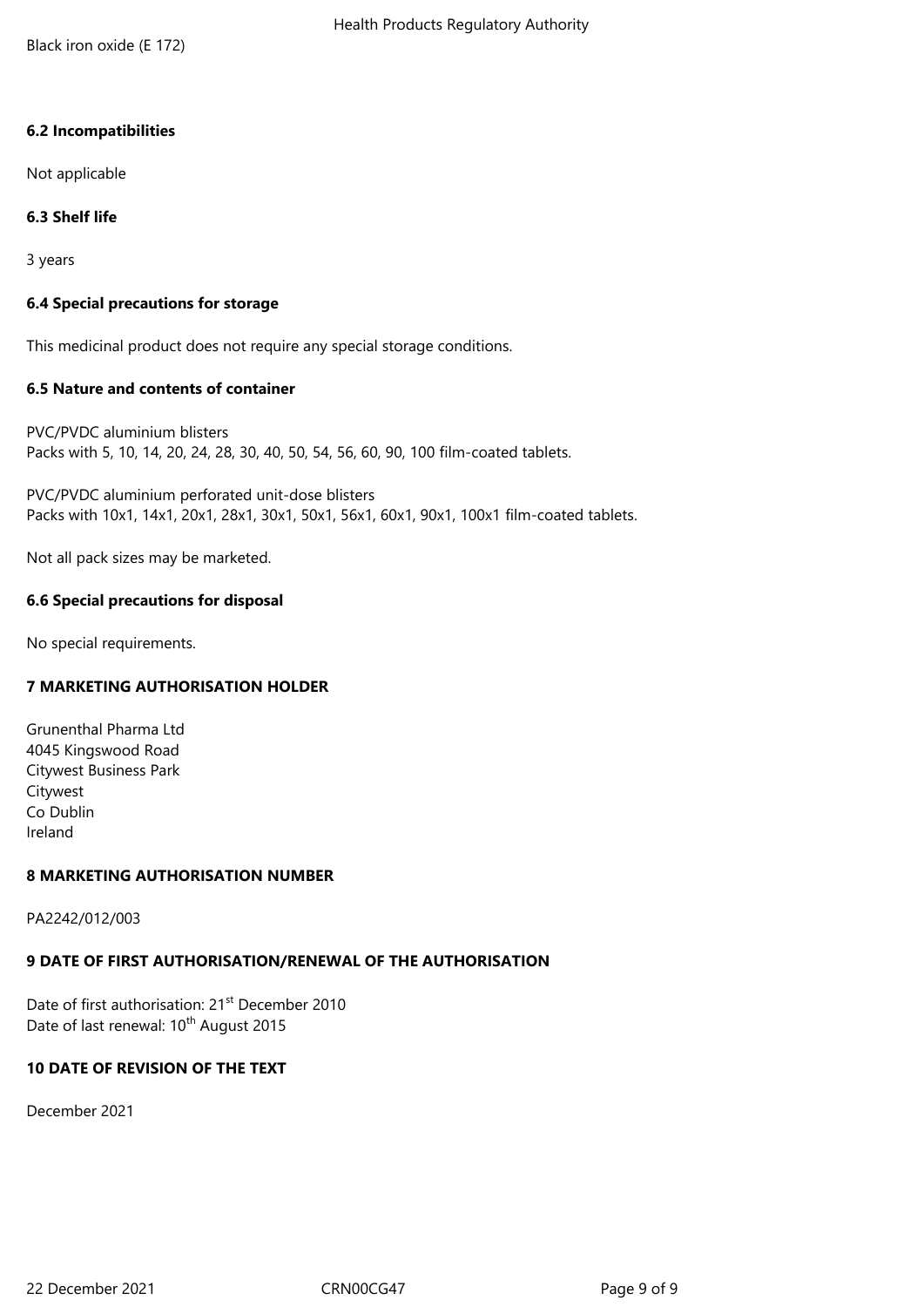Black iron oxide (E 172)

## 6.2 Incompatibilities

Not applicable

## 6.3 Shelf life

3 years

## 6.4 Special precautions for storage

This medicinal product does not require any special storage conditions.

## 6.5 Nature and contents of container

PVC/PVDC aluminium blisters
Packs with 5, 10, 14, 20, 24, 28, 30, 40, 50, 54, 56, 60, 90, 100 film-coated tablets.

PVC/PVDC aluminium perforated unit-dose blisters
Packs with 10x1, 14x1, 20x1, 28x1, 30x1, 50x1, 56x1, 60x1, 90x1, 100x1 film-coated tablets.

Not all pack sizes may be marketed.

## 6.6 Special precautions for disposal

No special requirements.

# 7 MARKETING AUTHORISATION HOLDER

Grunenthal Pharma Ltd
4045 Kingswood Road
Citywest Business Park
Citywest
Co Dublin
Ireland

# 8 MARKETING AUTHORISATION NUMBER

PA2242/012/003

# 9 DATE OF FIRST AUTHORISATION/RENEWAL OF THE AUTHORISATION

Date of first authorisation: 21st December 2010
Date of last renewal: 10th August 2015

# 10 DATE OF REVISION OF THE TEXT

December 2021